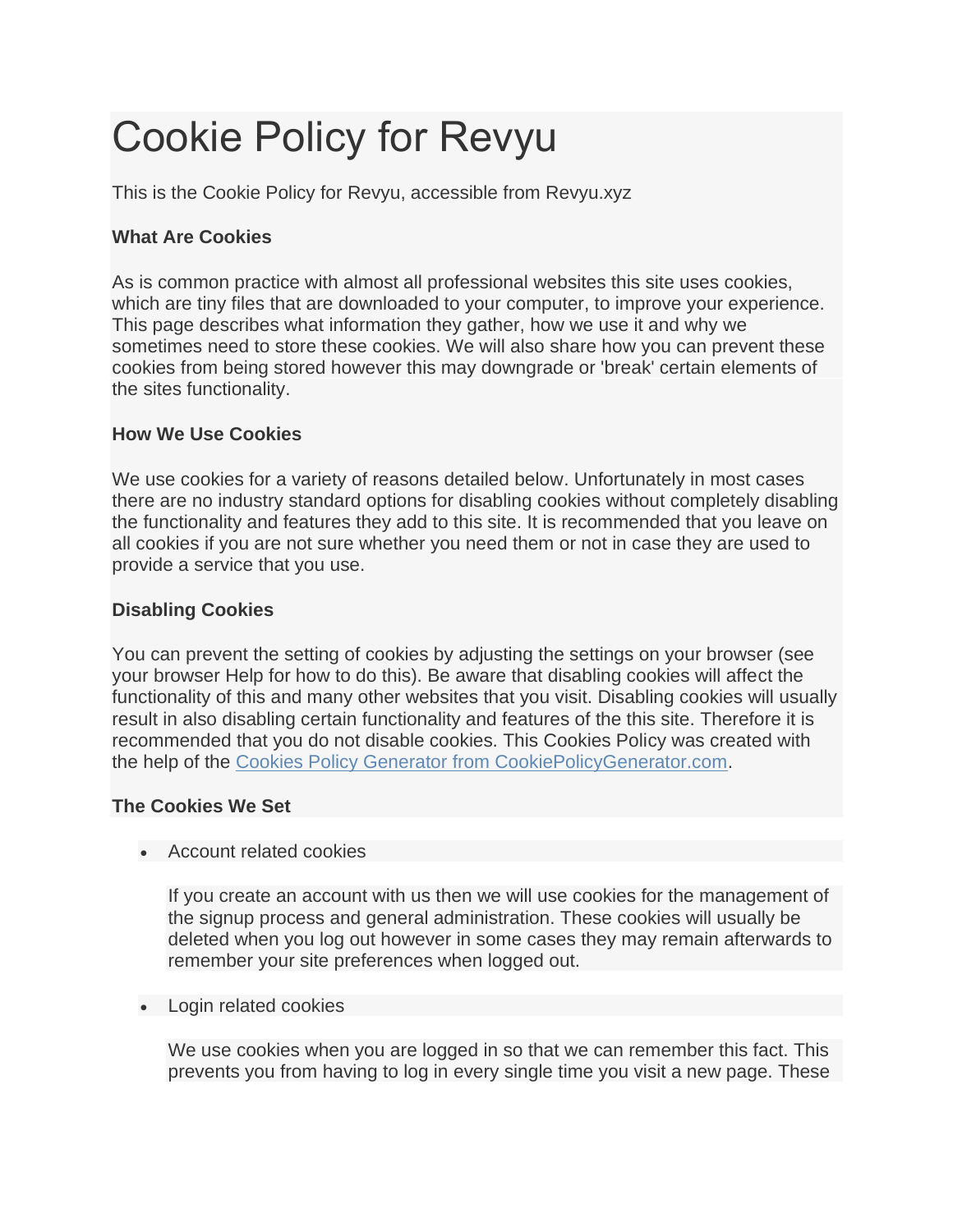# Cookie Policy for Revyu

This is the Cookie Policy for Revyu, accessible from Revyu.xyz

**What Are Cookies**

As is common practice with almost all professional websites this site uses cookies, which are tiny files that are downloaded to your computer, to improve your experience. This page describes what information they gather, how we use it and why we sometimes need to store these cookies. We will also share how you can prevent these cookies from being stored however this may downgrade or 'break' certain elements of the sites functionality.

**How We Use Cookies**

We use cookies for a variety of reasons detailed below. Unfortunately in most cases there are no industry standard options for disabling cookies without completely disabling the functionality and features they add to this site. It is recommended that you leave on all cookies if you are not sure whether you need them or not in case they are used to provide a service that you use.

**Disabling Cookies**

You can prevent the setting of cookies by adjusting the settings on your browser (see your browser Help for how to do this). Be aware that disabling cookies will affect the functionality of this and many other websites that you visit. Disabling cookies will usually result in also disabling certain functionality and features of the this site. Therefore it is recommended that you do not disable cookies. This Cookies Policy was created with the help of the [Cookies Policy Generator from CookiePolicyGenerator.com](https://www.cookiepolicygenerator.com).

**The Cookies We Set**

- Account related cookies

  If you create an account with us then we will use cookies for the management of the signup process and general administration. These cookies will usually be deleted when you log out however in some cases they may remain afterwards to remember your site preferences when logged out.

- Login related cookies

  We use cookies when you are logged in so that we can remember this fact. This prevents you from having to log in every single time you visit a new page. These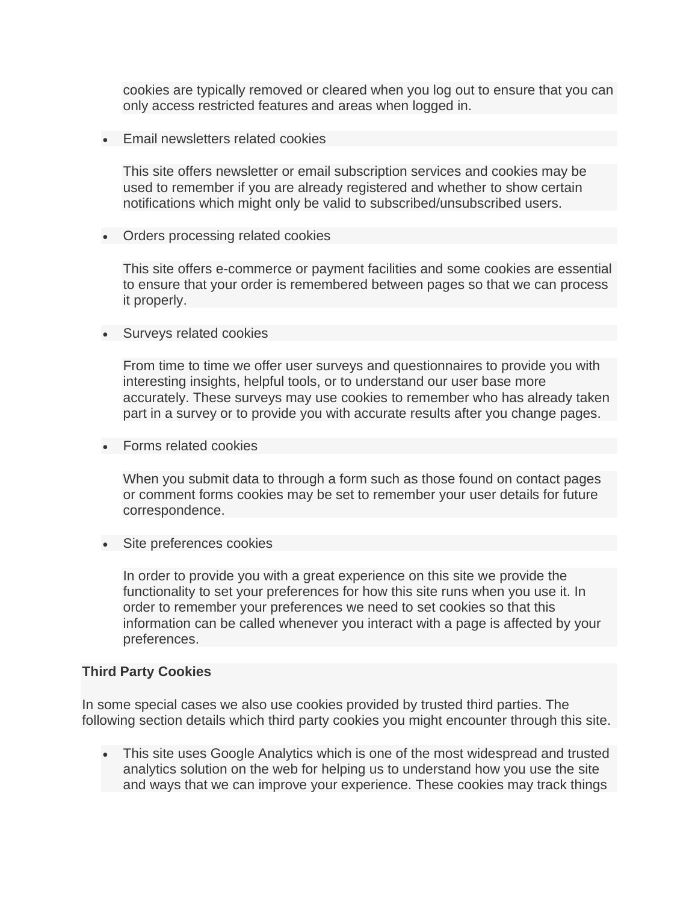cookies are typically removed or cleared when you log out to ensure that you can only access restricted features and areas when logged in.

- Email newsletters related cookies

  This site offers newsletter or email subscription services and cookies may be used to remember if you are already registered and whether to show certain notifications which might only be valid to subscribed/unsubscribed users.

- Orders processing related cookies

  This site offers e-commerce or payment facilities and some cookies are essential to ensure that your order is remembered between pages so that we can process it properly.

- Surveys related cookies

  From time to time we offer user surveys and questionnaires to provide you with interesting insights, helpful tools, or to understand our user base more accurately. These surveys may use cookies to remember who has already taken part in a survey or to provide you with accurate results after you change pages.

- Forms related cookies

  When you submit data to through a form such as those found on contact pages or comment forms cookies may be set to remember your user details for future correspondence.

- Site preferences cookies

  In order to provide you with a great experience on this site we provide the functionality to set your preferences for how this site runs when you use it. In order to remember your preferences we need to set cookies so that this information can be called whenever you interact with a page is affected by your preferences.

**Third Party Cookies**

In some special cases we also use cookies provided by trusted third parties. The following section details which third party cookies you might encounter through this site.

- This site uses Google Analytics which is one of the most widespread and trusted analytics solution on the web for helping us to understand how you use the site and ways that we can improve your experience. These cookies may track things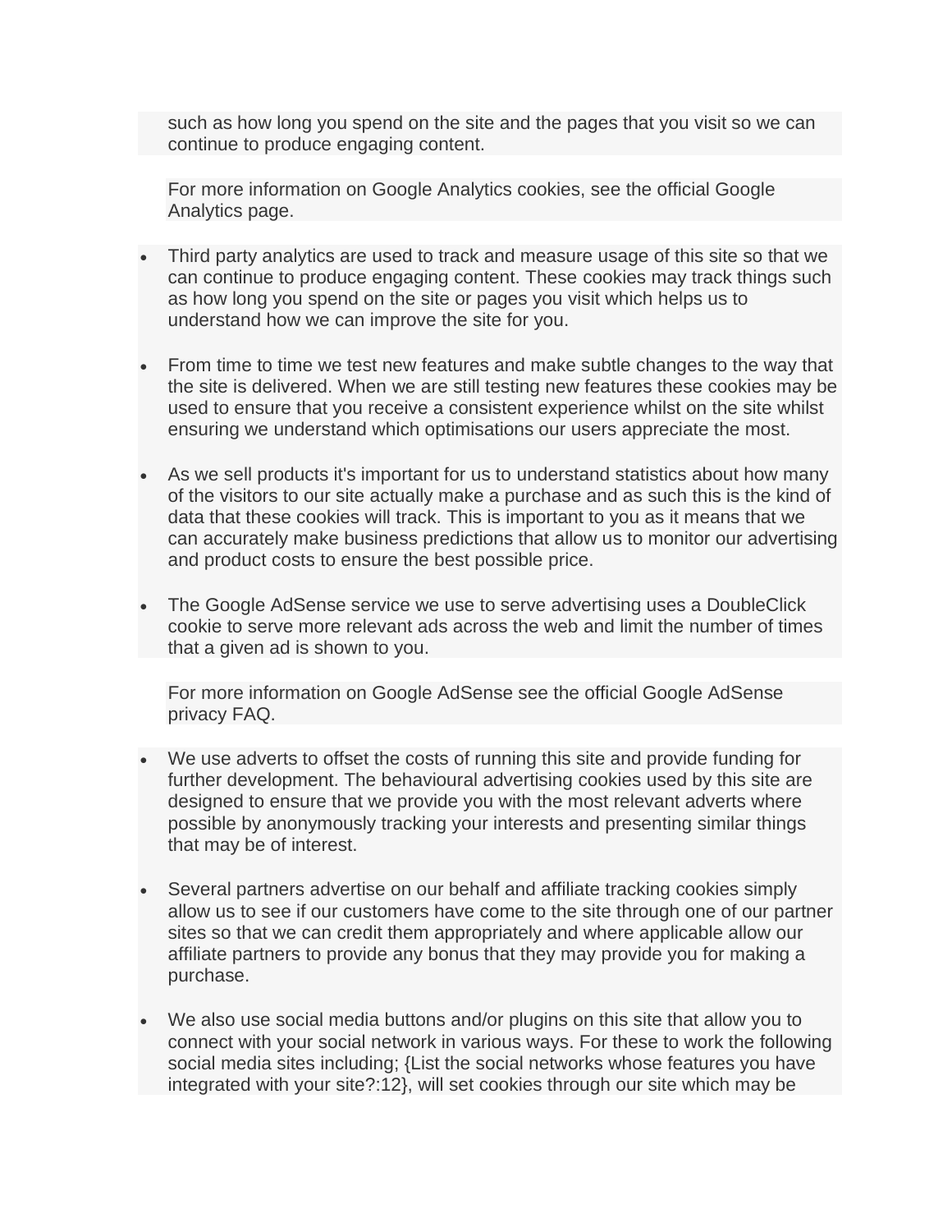such as how long you spend on the site and the pages that you visit so we can continue to produce engaging content.

For more information on Google Analytics cookies, see the official Google Analytics page.

- Third party analytics are used to track and measure usage of this site so that we can continue to produce engaging content. These cookies may track things such as how long you spend on the site or pages you visit which helps us to understand how we can improve the site for you.

- From time to time we test new features and make subtle changes to the way that the site is delivered. When we are still testing new features these cookies may be used to ensure that you receive a consistent experience whilst on the site whilst ensuring we understand which optimisations our users appreciate the most.

- As we sell products it's important for us to understand statistics about how many of the visitors to our site actually make a purchase and as such this is the kind of data that these cookies will track. This is important to you as it means that we can accurately make business predictions that allow us to monitor our advertising and product costs to ensure the best possible price.

- The Google AdSense service we use to serve advertising uses a DoubleClick cookie to serve more relevant ads across the web and limit the number of times that a given ad is shown to you.

  For more information on Google AdSense see the official Google AdSense privacy FAQ.

- We use adverts to offset the costs of running this site and provide funding for further development. The behavioural advertising cookies used by this site are designed to ensure that we provide you with the most relevant adverts where possible by anonymously tracking your interests and presenting similar things that may be of interest.

- Several partners advertise on our behalf and affiliate tracking cookies simply allow us to see if our customers have come to the site through one of our partner sites so that we can credit them appropriately and where applicable allow our affiliate partners to provide any bonus that they may provide you for making a purchase.

- We also use social media buttons and/or plugins on this site that allow you to connect with your social network in various ways. For these to work the following social media sites including; {List the social networks whose features you have integrated with your site?:12}, will set cookies through our site which may be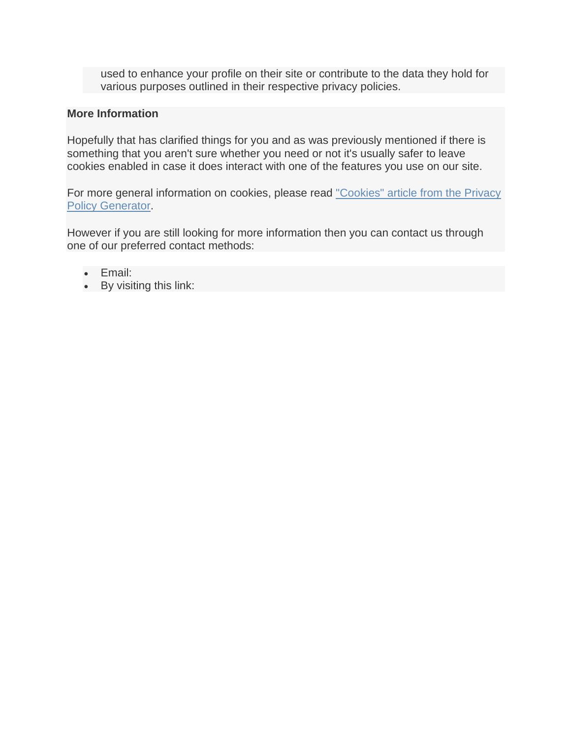used to enhance your profile on their site or contribute to the data they hold for various purposes outlined in their respective privacy policies.

**More Information**

Hopefully that has clarified things for you and as was previously mentioned if there is something that you aren't sure whether you need or not it's usually safer to leave cookies enabled in case it does interact with one of the features you use on our site.

For more general information on cookies, please read "Cookies" article from the Privacy Policy Generator.

However if you are still looking for more information then you can contact us through one of our preferred contact methods:

- Email:
- By visiting this link: